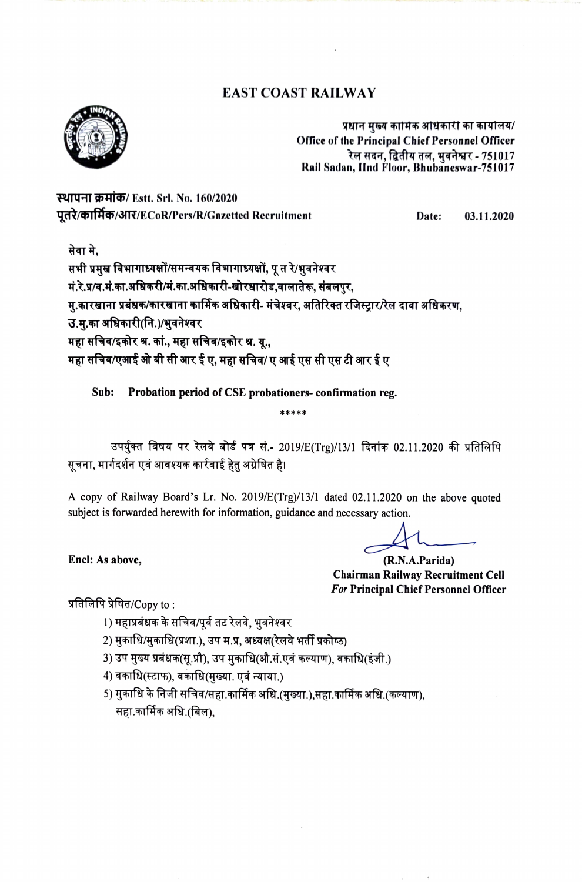# EAST COAST RAILWAY

प्रधान मुख्य कार्मिक अधिकारी का कार्यालय/
**Office of the Principal Chief Personnel Officer**
रेल सदन, द्वितीय तल, भुवनेश्वर - 751017
**Rail Sadan, IInd Floor, Bhubaneswar-751017**

**स्थापना क्रमांक/ Estt. Srl. No. 160/2020**
**पूतरे/कार्मिक/आर/ECoR/Pers/R/Gazetted Recruitment** **Date: 03.11.2020**

सेवा मे,
**सभी प्रमुख विभागाध्यक्षों/समन्वयक विभागाध्यक्षों, पू त रे/भुवनेश्वर**
**मं.रे.प्र/व.मं.का.अधिकरी/मं.का.अधिकारी-खोरधारोड,वालातेरू, संबलपुर,**
**मु.कारखाना प्रबंधक/कारखाना कार्मिक अधिकारी- मंचेश्वर, अतिरिक्त रजिस्ट्रार/रेल दावा अधिकरण,**
**उ.मु.का अधिकारी(नि.)/भुवनेश्वर**
**महा सचिव/इकोर श्र. कां., महा सचिव/इकोर श्र. यू.,**
**महा सचिव/एआई ओ बी सी आर ई ए, महा सचिव/ ए आई एस सी एस टी आर ई ए**

**Sub: Probation period of CSE probationers- confirmation reg.**

*****

उपर्युक्त विषय पर रेलवे बोर्ड पत्र सं.- 2019/E(Trg)/13/1 दिनांक 02.11.2020 की प्रतिलिपि सूचना, मार्गदर्शन एवं आवश्यक कार्रवाई हेतु अग्रेषित है।

A copy of Railway Board's Lr. No. 2019/E(Trg)/13/1 dated 02.11.2020 on the above quoted subject is forwarded herewith for information, guidance and necessary action.

**Encl: As above,**

**(R.N.A.Parida)**
**Chairman Railway Recruitment Cell**
***For* Principal Chief Personnel Officer**

प्रतिलिपि प्रेषित/Copy to :

1) महाप्रबंधक के सचिव/पूर्व तट रेलवे, भुवनेश्वर
2) मुकाधि/मुकाधि(प्रशा.), उप म.प्र, अध्यक्ष(रेलवे भर्ती प्रकोष्ठ)
3) उप मुख्य प्रबंधक(सू.प्रौ), उप मुकाधि(औ.सं.एवं कल्याण), वकाधि(इंजी.)
4) वकाधि(स्टाफ), वकाधि(मुख्या. एवं न्याया.)
5) मुकाधि के निजी सचिव/सहा.कार्मिक अधि.(मुख्या.),सहा.कार्मिक अधि.(कल्याण), सहा.कार्मिक अधि.(बिल),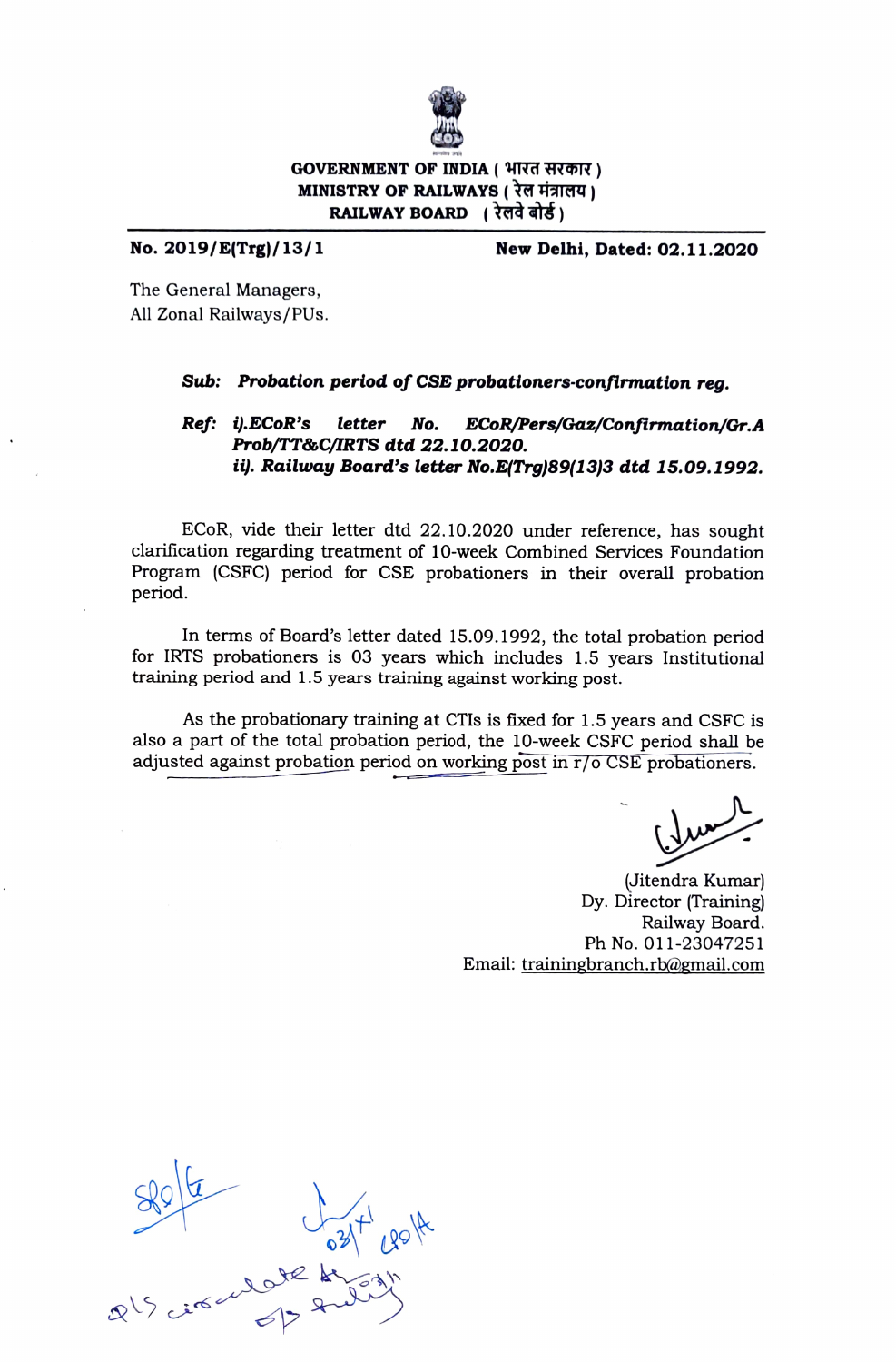**GOVERNMENT OF INDIA ( भारत सरकार )**
**MINISTRY OF RAILWAYS ( रेल मंत्रालय )**
**RAILWAY BOARD ( रेलवे बोर्ड )**

**No. 2019/E(Trg)/13/1** **New Delhi, Dated: 02.11.2020**

The General Managers,
All Zonal Railways/PUs.

***Sub: Probation period of CSE probationers-confirmation reg.***

***Ref: i).ECoR's letter No. ECoR/Pers/Gaz/Confirmation/Gr.A Prob/TT&C/IRTS dtd 22.10.2020.***
***ii). Railway Board's letter No.E(Trg)89(13)3 dtd 15.09.1992.***

ECoR, vide their letter dtd 22.10.2020 under reference, has sought clarification regarding treatment of 10-week Combined Services Foundation Program (CSFC) period for CSE probationers in their overall probation period.

In terms of Board's letter dated 15.09.1992, the total probation period for IRTS probationers is 03 years which includes 1.5 years Institutional training period and 1.5 years training against working post.

As the probationary training at CTIs is fixed for 1.5 years and CSFC is also a part of the total probation period, the 10-week CSFC period shall be adjusted against probation period on working post in r/o CSE probationers.

(Jitendra Kumar)
Dy. Director (Training)
Railway Board.
Ph No. 011-23047251
Email: trainingbranch.rb@gmail.com